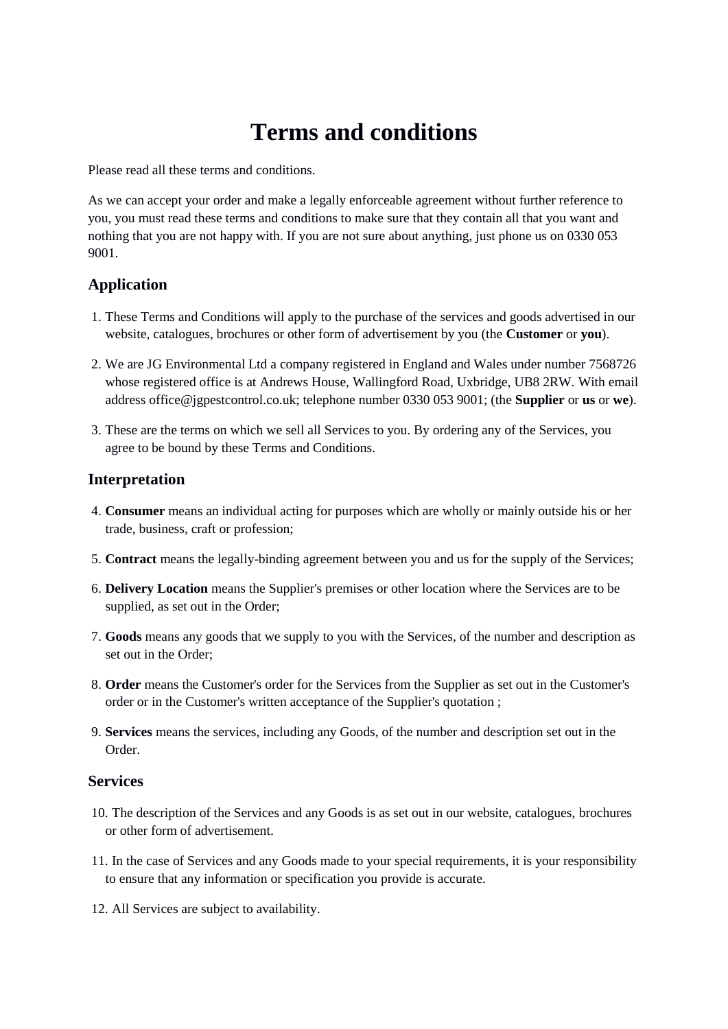# Terms and conditions

Please read all these terms and conditions.

As we can accept your order and make a legally enforceable agreement without further reference to you, you must read these terms and conditions to make sure that they contain all that you want and nothing that you are not happy with. If you are not sure about anything, just phone us on 0330 053 9001.

## Application

1. These Terms and Conditions will apply to the purchase of the services and goods advertised in our website, catalogues, brochures or other form of advertisement by you (the **Customer** or **you**).
2. We are JG Environmental Ltd a company registered in England and Wales under number 7568726 whose registered office is at Andrews House, Wallingford Road, Uxbridge, UB8 2RW. With email address office@jgpestcontrol.co.uk; telephone number 0330 053 9001; (the **Supplier** or **us** or **we**).
3. These are the terms on which we sell all Services to you. By ordering any of the Services, you agree to be bound by these Terms and Conditions.

## Interpretation

4. **Consumer** means an individual acting for purposes which are wholly or mainly outside his or her trade, business, craft or profession;
5. **Contract** means the legally-binding agreement between you and us for the supply of the Services;
6. **Delivery Location** means the Supplier's premises or other location where the Services are to be supplied, as set out in the Order;
7. **Goods** means any goods that we supply to you with the Services, of the number and description as set out in the Order;
8. **Order** means the Customer's order for the Services from the Supplier as set out in the Customer's order or in the Customer's written acceptance of the Supplier's quotation ;
9. **Services** means the services, including any Goods, of the number and description set out in the Order.

## Services

10. The description of the Services and any Goods is as set out in our website, catalogues, brochures or other form of advertisement.
11. In the case of Services and any Goods made to your special requirements, it is your responsibility to ensure that any information or specification you provide is accurate.
12. All Services are subject to availability.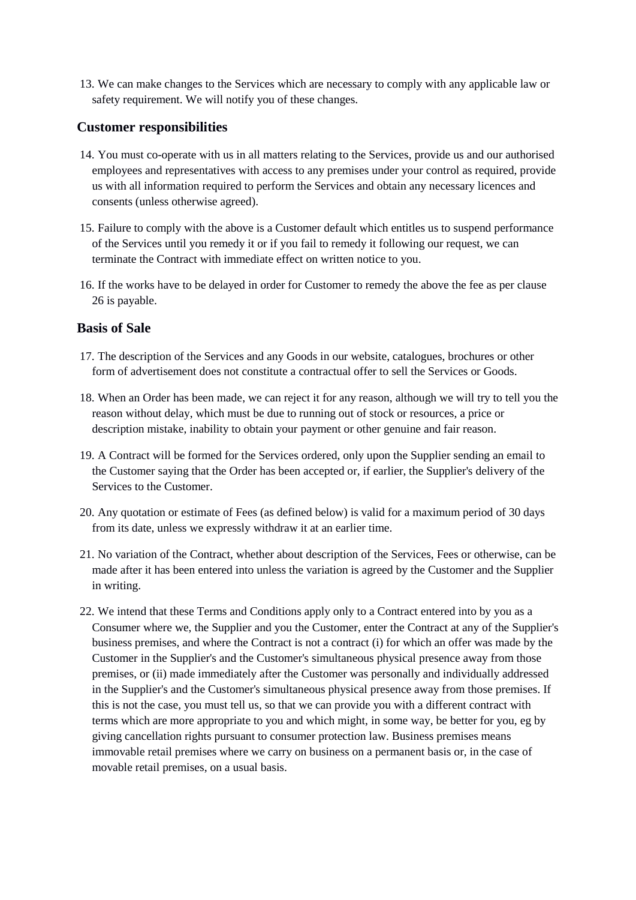13. We can make changes to the Services which are necessary to comply with any applicable law or safety requirement. We will notify you of these changes.

## Customer responsibilities

14. You must co-operate with us in all matters relating to the Services, provide us and our authorised employees and representatives with access to any premises under your control as required, provide us with all information required to perform the Services and obtain any necessary licences and consents (unless otherwise agreed).

15. Failure to comply with the above is a Customer default which entitles us to suspend performance of the Services until you remedy it or if you fail to remedy it following our request, we can terminate the Contract with immediate effect on written notice to you.

16. If the works have to be delayed in order for Customer to remedy the above the fee as per clause 26 is payable.

## Basis of Sale

17. The description of the Services and any Goods in our website, catalogues, brochures or other form of advertisement does not constitute a contractual offer to sell the Services or Goods.

18. When an Order has been made, we can reject it for any reason, although we will try to tell you the reason without delay, which must be due to running out of stock or resources, a price or description mistake, inability to obtain your payment or other genuine and fair reason.

19. A Contract will be formed for the Services ordered, only upon the Supplier sending an email to the Customer saying that the Order has been accepted or, if earlier, the Supplier's delivery of the Services to the Customer.

20. Any quotation or estimate of Fees (as defined below) is valid for a maximum period of 30 days from its date, unless we expressly withdraw it at an earlier time.

21. No variation of the Contract, whether about description of the Services, Fees or otherwise, can be made after it has been entered into unless the variation is agreed by the Customer and the Supplier in writing.

22. We intend that these Terms and Conditions apply only to a Contract entered into by you as a Consumer where we, the Supplier and you the Customer, enter the Contract at any of the Supplier's business premises, and where the Contract is not a contract (i) for which an offer was made by the Customer in the Supplier's and the Customer's simultaneous physical presence away from those premises, or (ii) made immediately after the Customer was personally and individually addressed in the Supplier's and the Customer's simultaneous physical presence away from those premises. If this is not the case, you must tell us, so that we can provide you with a different contract with terms which are more appropriate to you and which might, in some way, be better for you, eg by giving cancellation rights pursuant to consumer protection law. Business premises means immovable retail premises where we carry on business on a permanent basis or, in the case of movable retail premises, on a usual basis.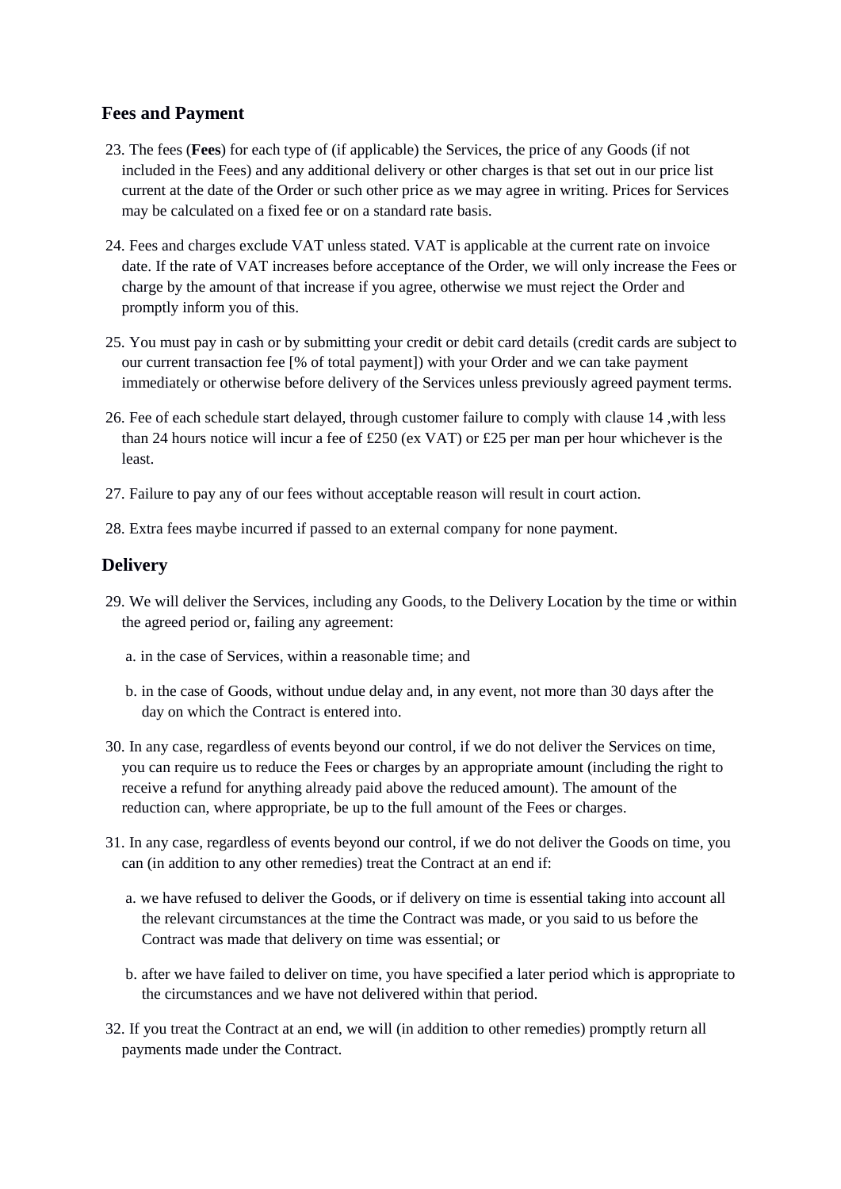## Fees and Payment

23. The fees (**Fees**) for each type of (if applicable) the Services, the price of any Goods (if not included in the Fees) and any additional delivery or other charges is that set out in our price list current at the date of the Order or such other price as we may agree in writing. Prices for Services may be calculated on a fixed fee or on a standard rate basis.

24. Fees and charges exclude VAT unless stated. VAT is applicable at the current rate on invoice date. If the rate of VAT increases before acceptance of the Order, we will only increase the Fees or charge by the amount of that increase if you agree, otherwise we must reject the Order and promptly inform you of this.

25. You must pay in cash or by submitting your credit or debit card details (credit cards are subject to our current transaction fee [% of total payment]) with your Order and we can take payment immediately or otherwise before delivery of the Services unless previously agreed payment terms.

26. Fee of each schedule start delayed, through customer failure to comply with clause 14 ,with less than 24 hours notice will incur a fee of £250 (ex VAT) or £25 per man per hour whichever is the least.

27. Failure to pay any of our fees without acceptable reason will result in court action.

28. Extra fees maybe incurred if passed to an external company for none payment.

## Delivery

29. We will deliver the Services, including any Goods, to the Delivery Location by the time or within the agreed period or, failing any agreement:

    a. in the case of Services, within a reasonable time; and

    b. in the case of Goods, without undue delay and, in any event, not more than 30 days after the day on which the Contract is entered into.

30. In any case, regardless of events beyond our control, if we do not deliver the Services on time, you can require us to reduce the Fees or charges by an appropriate amount (including the right to receive a refund for anything already paid above the reduced amount). The amount of the reduction can, where appropriate, be up to the full amount of the Fees or charges.

31. In any case, regardless of events beyond our control, if we do not deliver the Goods on time, you can (in addition to any other remedies) treat the Contract at an end if:

    a. we have refused to deliver the Goods, or if delivery on time is essential taking into account all the relevant circumstances at the time the Contract was made, or you said to us before the Contract was made that delivery on time was essential; or

    b. after we have failed to deliver on time, you have specified a later period which is appropriate to the circumstances and we have not delivered within that period.

32. If you treat the Contract at an end, we will (in addition to other remedies) promptly return all payments made under the Contract.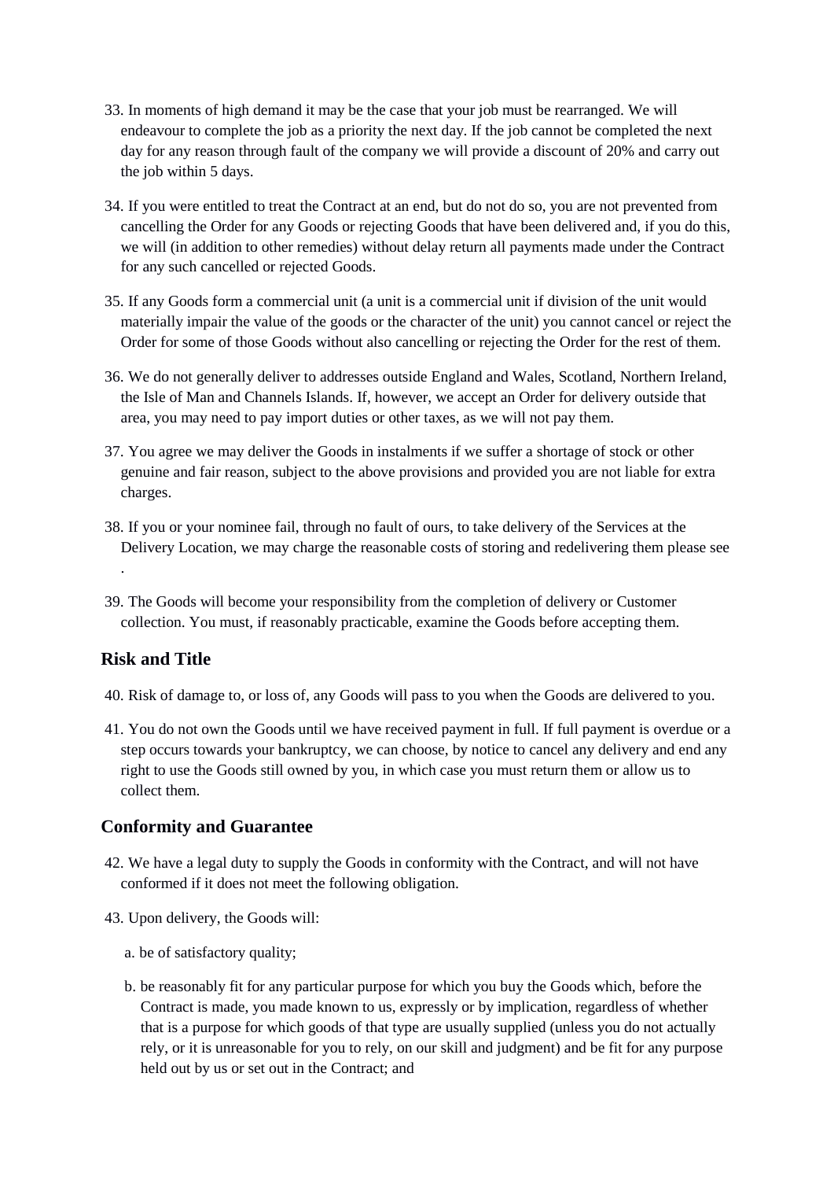33. In moments of high demand it may be the case that your job must be rearranged. We will endeavour to complete the job as a priority the next day. If the job cannot be completed the next day for any reason through fault of the company we will provide a discount of 20% and carry out the job within 5 days.

34. If you were entitled to treat the Contract at an end, but do not do so, you are not prevented from cancelling the Order for any Goods or rejecting Goods that have been delivered and, if you do this, we will (in addition to other remedies) without delay return all payments made under the Contract for any such cancelled or rejected Goods.

35. If any Goods form a commercial unit (a unit is a commercial unit if division of the unit would materially impair the value of the goods or the character of the unit) you cannot cancel or reject the Order for some of those Goods without also cancelling or rejecting the Order for the rest of them.

36. We do not generally deliver to addresses outside England and Wales, Scotland, Northern Ireland, the Isle of Man and Channels Islands. If, however, we accept an Order for delivery outside that area, you may need to pay import duties or other taxes, as we will not pay them.

37. You agree we may deliver the Goods in instalments if we suffer a shortage of stock or other genuine and fair reason, subject to the above provisions and provided you are not liable for extra charges.

38. If you or your nominee fail, through no fault of ours, to take delivery of the Services at the Delivery Location, we may charge the reasonable costs of storing and redelivering them please see .

39. The Goods will become your responsibility from the completion of delivery or Customer collection. You must, if reasonably practicable, examine the Goods before accepting them.

## Risk and Title

40. Risk of damage to, or loss of, any Goods will pass to you when the Goods are delivered to you.

41. You do not own the Goods until we have received payment in full. If full payment is overdue or a step occurs towards your bankruptcy, we can choose, by notice to cancel any delivery and end any right to use the Goods still owned by you, in which case you must return them or allow us to collect them.

## Conformity and Guarantee

42. We have a legal duty to supply the Goods in conformity with the Contract, and will not have conformed if it does not meet the following obligation.

43. Upon delivery, the Goods will:

   a. be of satisfactory quality;

   b. be reasonably fit for any particular purpose for which you buy the Goods which, before the Contract is made, you made known to us, expressly or by implication, regardless of whether that is a purpose for which goods of that type are usually supplied (unless you do not actually rely, or it is unreasonable for you to rely, on our skill and judgment) and be fit for any purpose held out by us or set out in the Contract; and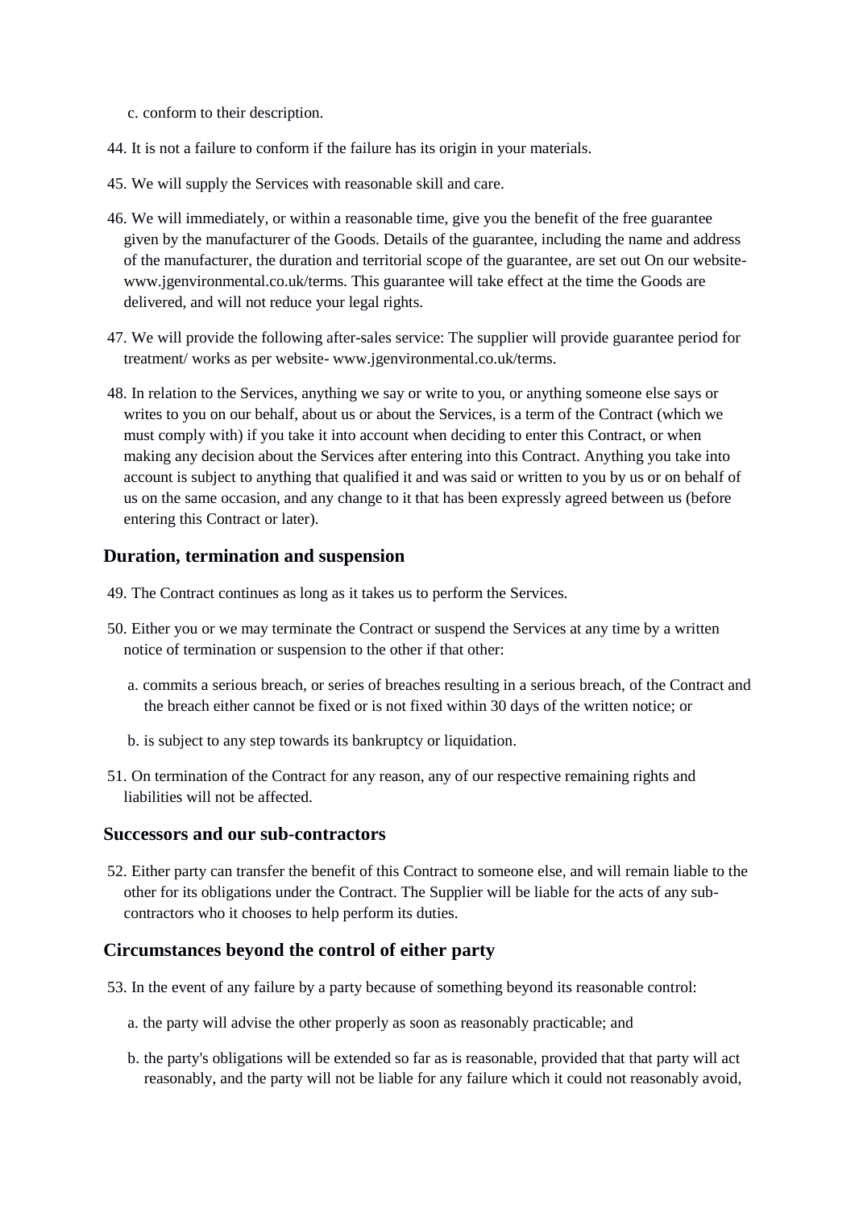c. conform to their description.

44. It is not a failure to conform if the failure has its origin in your materials.

45. We will supply the Services with reasonable skill and care.

46. We will immediately, or within a reasonable time, give you the benefit of the free guarantee given by the manufacturer of the Goods. Details of the guarantee, including the name and address of the manufacturer, the duration and territorial scope of the guarantee, are set out On our website- www.jgenvironmental.co.uk/terms. This guarantee will take effect at the time the Goods are delivered, and will not reduce your legal rights.

47. We will provide the following after-sales service: The supplier will provide guarantee period for treatment/ works as per website- www.jgenvironmental.co.uk/terms.

48. In relation to the Services, anything we say or write to you, or anything someone else says or writes to you on our behalf, about us or about the Services, is a term of the Contract (which we must comply with) if you take it into account when deciding to enter this Contract, or when making any decision about the Services after entering into this Contract. Anything you take into account is subject to anything that qualified it and was said or written to you by us or on behalf of us on the same occasion, and any change to it that has been expressly agreed between us (before entering this Contract or later).

## Duration, termination and suspension

49. The Contract continues as long as it takes us to perform the Services.

50. Either you or we may terminate the Contract or suspend the Services at any time by a written notice of termination or suspension to the other if that other:

    a. commits a serious breach, or series of breaches resulting in a serious breach, of the Contract and the breach either cannot be fixed or is not fixed within 30 days of the written notice; or

    b. is subject to any step towards its bankruptcy or liquidation.

51. On termination of the Contract for any reason, any of our respective remaining rights and liabilities will not be affected.

## Successors and our sub-contractors

52. Either party can transfer the benefit of this Contract to someone else, and will remain liable to the other for its obligations under the Contract. The Supplier will be liable for the acts of any sub-contractors who it chooses to help perform its duties.

## Circumstances beyond the control of either party

53. In the event of any failure by a party because of something beyond its reasonable control:

    a. the party will advise the other properly as soon as reasonably practicable; and

    b. the party's obligations will be extended so far as is reasonable, provided that that party will act reasonably, and the party will not be liable for any failure which it could not reasonably avoid,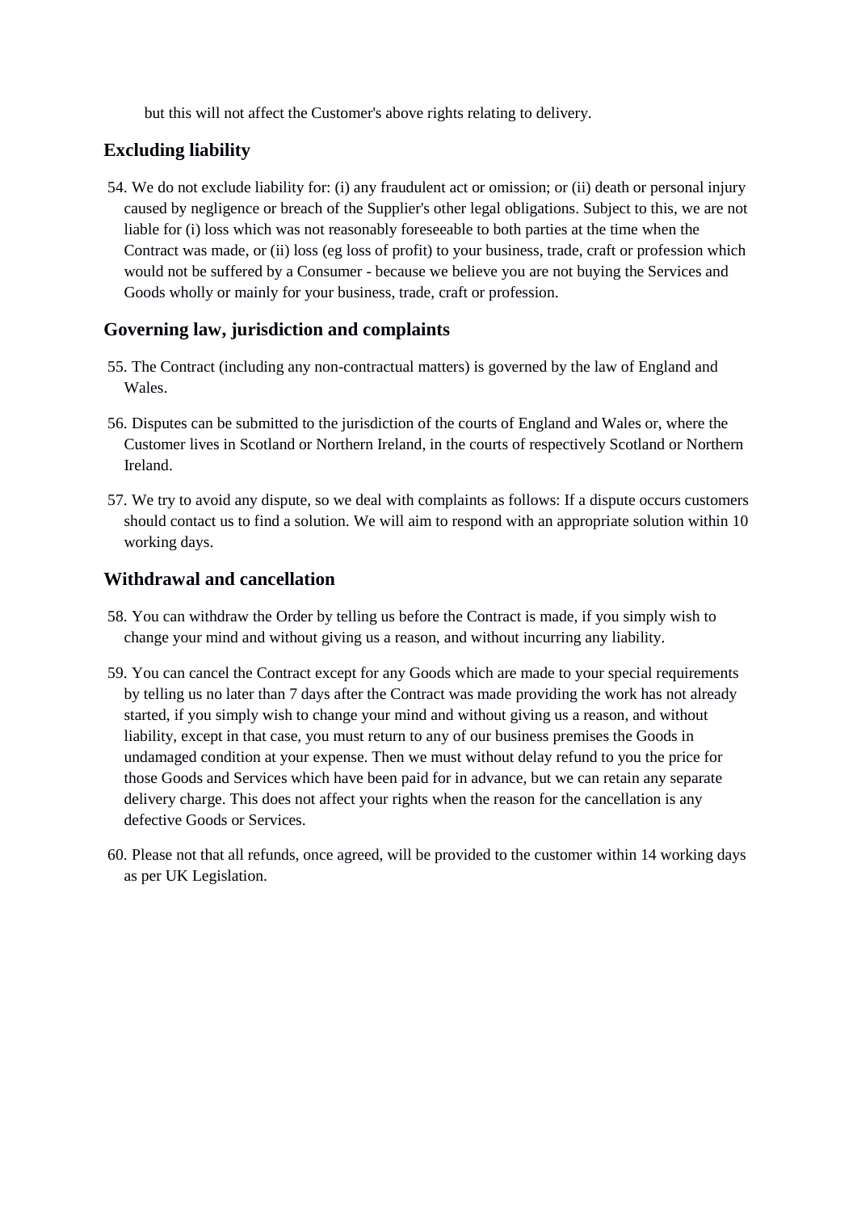but this will not affect the Customer's above rights relating to delivery.

## Excluding liability

54. We do not exclude liability for: (i) any fraudulent act or omission; or (ii) death or personal injury caused by negligence or breach of the Supplier's other legal obligations. Subject to this, we are not liable for (i) loss which was not reasonably foreseeable to both parties at the time when the Contract was made, or (ii) loss (eg loss of profit) to your business, trade, craft or profession which would not be suffered by a Consumer - because we believe you are not buying the Services and Goods wholly or mainly for your business, trade, craft or profession.

## Governing law, jurisdiction and complaints

55. The Contract (including any non-contractual matters) is governed by the law of England and Wales.

56. Disputes can be submitted to the jurisdiction of the courts of England and Wales or, where the Customer lives in Scotland or Northern Ireland, in the courts of respectively Scotland or Northern Ireland.

57. We try to avoid any dispute, so we deal with complaints as follows: If a dispute occurs customers should contact us to find a solution. We will aim to respond with an appropriate solution within 10 working days.

## Withdrawal and cancellation

58. You can withdraw the Order by telling us before the Contract is made, if you simply wish to change your mind and without giving us a reason, and without incurring any liability.

59. You can cancel the Contract except for any Goods which are made to your special requirements by telling us no later than 7 days after the Contract was made providing the work has not already started, if you simply wish to change your mind and without giving us a reason, and without liability, except in that case, you must return to any of our business premises the Goods in undamaged condition at your expense. Then we must without delay refund to you the price for those Goods and Services which have been paid for in advance, but we can retain any separate delivery charge. This does not affect your rights when the reason for the cancellation is any defective Goods or Services.

60. Please not that all refunds, once agreed, will be provided to the customer within 14 working days as per UK Legislation.